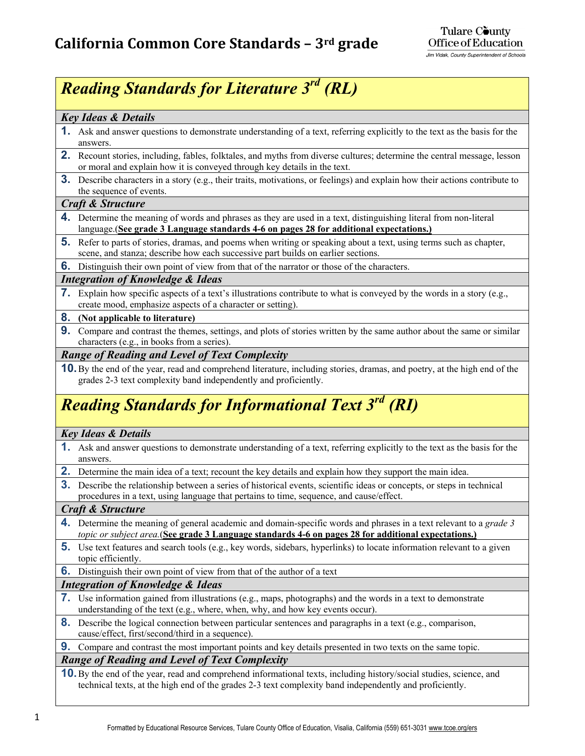# California Common Core Standards – 3rd grade

Tulare County Office of Education
Jim Vidak, County Superintendent of Schools

## *Reading Standards for Literature 3rd (RL)*

### *Key Ideas & Details*

**1.** Ask and answer questions to demonstrate understanding of a text, referring explicitly to the text as the basis for the answers.

**2.** Recount stories, including fables, folktales, and myths from diverse cultures; determine the central message, lesson or moral and explain how it is conveyed through key details in the text.

**3.** Describe characters in a story (e.g., their traits, motivations, or feelings) and explain how their actions contribute to the sequence of events.

### *Craft & Structure*

**4.** Determine the meaning of words and phrases as they are used in a text, distinguishing literal from non-literal language.(**See grade 3 Language standards 4-6 on pages 28 for additional expectations.)**

**5.** Refer to parts of stories, dramas, and poems when writing or speaking about a text, using terms such as chapter, scene, and stanza; describe how each successive part builds on earlier sections.

**6.** Distinguish their own point of view from that of the narrator or those of the characters.

### *Integration of Knowledge & Ideas*

**7.** Explain how specific aspects of a text's illustrations contribute to what is conveyed by the words in a story (e.g., create mood, emphasize aspects of a character or setting).

**8.** **(Not applicable to literature)**

**9.** Compare and contrast the themes, settings, and plots of stories written by the same author about the same or similar characters (e.g., in books from a series).

### *Range of Reading and Level of Text Complexity*

**10.** By the end of the year, read and comprehend literature, including stories, dramas, and poetry, at the high end of the grades 2-3 text complexity band independently and proficiently.

## *Reading Standards for Informational Text 3rd (RI)*

### *Key Ideas & Details*

**1.** Ask and answer questions to demonstrate understanding of a text, referring explicitly to the text as the basis for the answers.

**2.** Determine the main idea of a text; recount the key details and explain how they support the main idea.

**3.** Describe the relationship between a series of historical events, scientific ideas or concepts, or steps in technical procedures in a text, using language that pertains to time, sequence, and cause/effect.

### *Craft & Structure*

**4.** Determine the meaning of general academic and domain-specific words and phrases in a text relevant to a *grade 3 topic or subject area.*(**See grade 3 Language standards 4-6 on pages 28 for additional expectations.)**

**5.** Use text features and search tools (e.g., key words, sidebars, hyperlinks) to locate information relevant to a given topic efficiently.

**6.** Distinguish their own point of view from that of the author of a text

### *Integration of Knowledge & Ideas*

**7.** Use information gained from illustrations (e.g., maps, photographs) and the words in a text to demonstrate understanding of the text (e.g., where, when, why, and how key events occur).

**8.** Describe the logical connection between particular sentences and paragraphs in a text (e.g., comparison, cause/effect, first/second/third in a sequence).

**9.** Compare and contrast the most important points and key details presented in two texts on the same topic.

### *Range of Reading and Level of Text Complexity*

**10.** By the end of the year, read and comprehend informational texts, including history/social studies, science, and technical texts, at the high end of the grades 2-3 text complexity band independently and proficiently.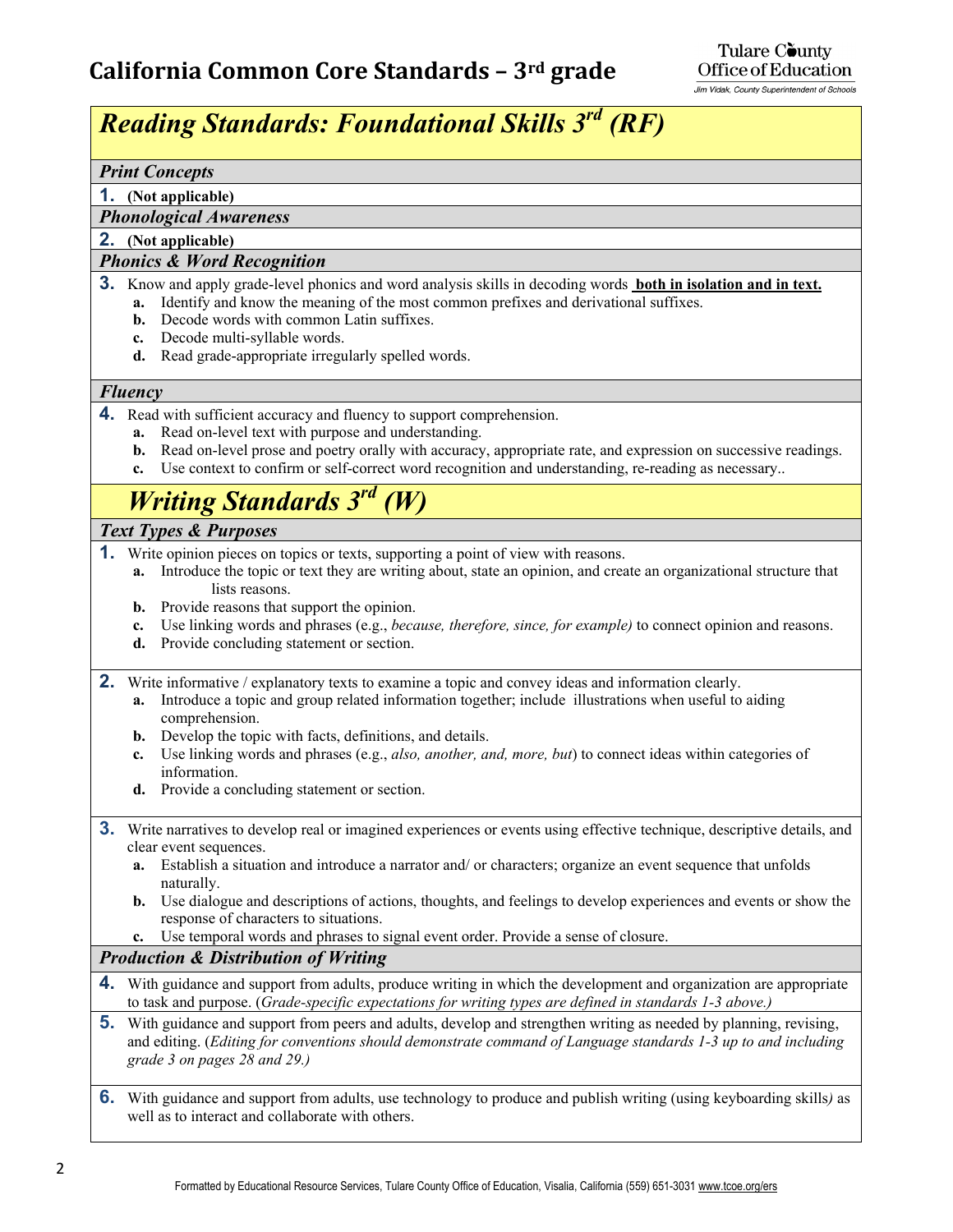# California Common Core Standards – 3rd grade

## *Reading Standards: Foundational Skills 3rd (RF)*

### *Print Concepts*

**1.** **(Not applicable)**

### *Phonological Awareness*

**2.** **(Not applicable)**

### *Phonics & Word Recognition*

**3.** Know and apply grade-level phonics and word analysis skills in decoding words **both in isolation and in text.**
- **a.** Identify and know the meaning of the most common prefixes and derivational suffixes.
- **b.** Decode words with common Latin suffixes.
- **c.** Decode multi-syllable words.
- **d.** Read grade-appropriate irregularly spelled words.

### *Fluency*

**4.** Read with sufficient accuracy and fluency to support comprehension.
- **a.** Read on-level text with purpose and understanding.
- **b.** Read on-level prose and poetry orally with accuracy, appropriate rate, and expression on successive readings.
- **c.** Use context to confirm or self-correct word recognition and understanding, re-reading as necessary..

## *Writing Standards 3rd (W)*

### *Text Types & Purposes*

**1.** Write opinion pieces on topics or texts, supporting a point of view with reasons.
- **a.** Introduce the topic or text they are writing about, state an opinion, and create an organizational structure that lists reasons.
- **b.** Provide reasons that support the opinion.
- **c.** Use linking words and phrases (e.g., *because, therefore, since, for example)* to connect opinion and reasons.
- **d.** Provide concluding statement or section.

**2.** Write informative / explanatory texts to examine a topic and convey ideas and information clearly.
- **a.** Introduce a topic and group related information together; include illustrations when useful to aiding comprehension.
- **b.** Develop the topic with facts, definitions, and details.
- **c.** Use linking words and phrases (e.g., *also, another, and, more, but*) to connect ideas within categories of information.
- **d.** Provide a concluding statement or section.

**3.** Write narratives to develop real or imagined experiences or events using effective technique, descriptive details, and clear event sequences.
- **a.** Establish a situation and introduce a narrator and/ or characters; organize an event sequence that unfolds naturally.
- **b.** Use dialogue and descriptions of actions, thoughts, and feelings to develop experiences and events or show the response of characters to situations.
- **c.** Use temporal words and phrases to signal event order. Provide a sense of closure.

### *Production & Distribution of Writing*

**4.** With guidance and support from adults, produce writing in which the development and organization are appropriate to task and purpose. (*Grade-specific expectations for writing types are defined in standards 1-3 above.)*

**5.** With guidance and support from peers and adults, develop and strengthen writing as needed by planning, revising, and editing. (*Editing for conventions should demonstrate command of Language standards 1-3 up to and including grade 3 on pages 28 and 29.)*

**6.** With guidance and support from adults, use technology to produce and publish writing (using keyboarding skills*)* as well as to interact and collaborate with others.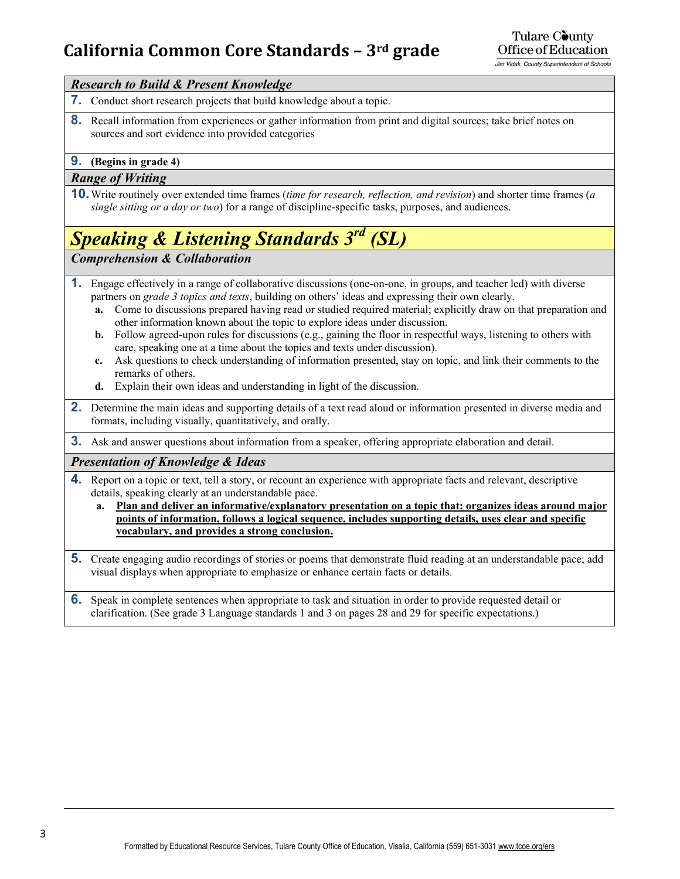### *Research to Build & Present Knowledge*

**7.** Conduct short research projects that build knowledge about a topic.

**8.** Recall information from experiences or gather information from print and digital sources; take brief notes on sources and sort evidence into provided categories

**9.** **(Begins in grade 4)**

### *Range of Writing*

**10.** Write routinely over extended time frames (*time for research, reflection, and revision*) and shorter time frames (*a single sitting or a day or two*) for a range of discipline-specific tasks, purposes, and audiences.

## *Speaking & Listening Standards 3rd (SL)*

### *Comprehension & Collaboration*

**1.** Engage effectively in a range of collaborative discussions (one-on-one, in groups, and teacher led) with diverse partners on *grade 3 topics and texts*, building on others' ideas and expressing their own clearly.

- **a.** Come to discussions prepared having read or studied required material; explicitly draw on that preparation and other information known about the topic to explore ideas under discussion.
- **b.** Follow agreed-upon rules for discussions (e.g., gaining the floor in respectful ways, listening to others with care, speaking one at a time about the topics and texts under discussion).
- **c.** Ask questions to check understanding of information presented, stay on topic, and link their comments to the remarks of others.
- **d.** Explain their own ideas and understanding in light of the discussion.

**2.** Determine the main ideas and supporting details of a text read aloud or information presented in diverse media and formats, including visually, quantitatively, and orally.

**3.** Ask and answer questions about information from a speaker, offering appropriate elaboration and detail.

### *Presentation of Knowledge & Ideas*

**4.** Report on a topic or text, tell a story, or recount an experience with appropriate facts and relevant, descriptive details, speaking clearly at an understandable pace.

- **a.** <u>**Plan and deliver an informative/explanatory presentation on a topic that: organizes ideas around major points of information, follows a logical sequence, includes supporting details, uses clear and specific vocabulary, and provides a strong conclusion.**</u>

**5.** Create engaging audio recordings of stories or poems that demonstrate fluid reading at an understandable pace; add visual displays when appropriate to emphasize or enhance certain facts or details.

**6.** Speak in complete sentences when appropriate to task and situation in order to provide requested detail or clarification. (See grade 3 Language standards 1 and 3 on pages 28 and 29 for specific expectations.)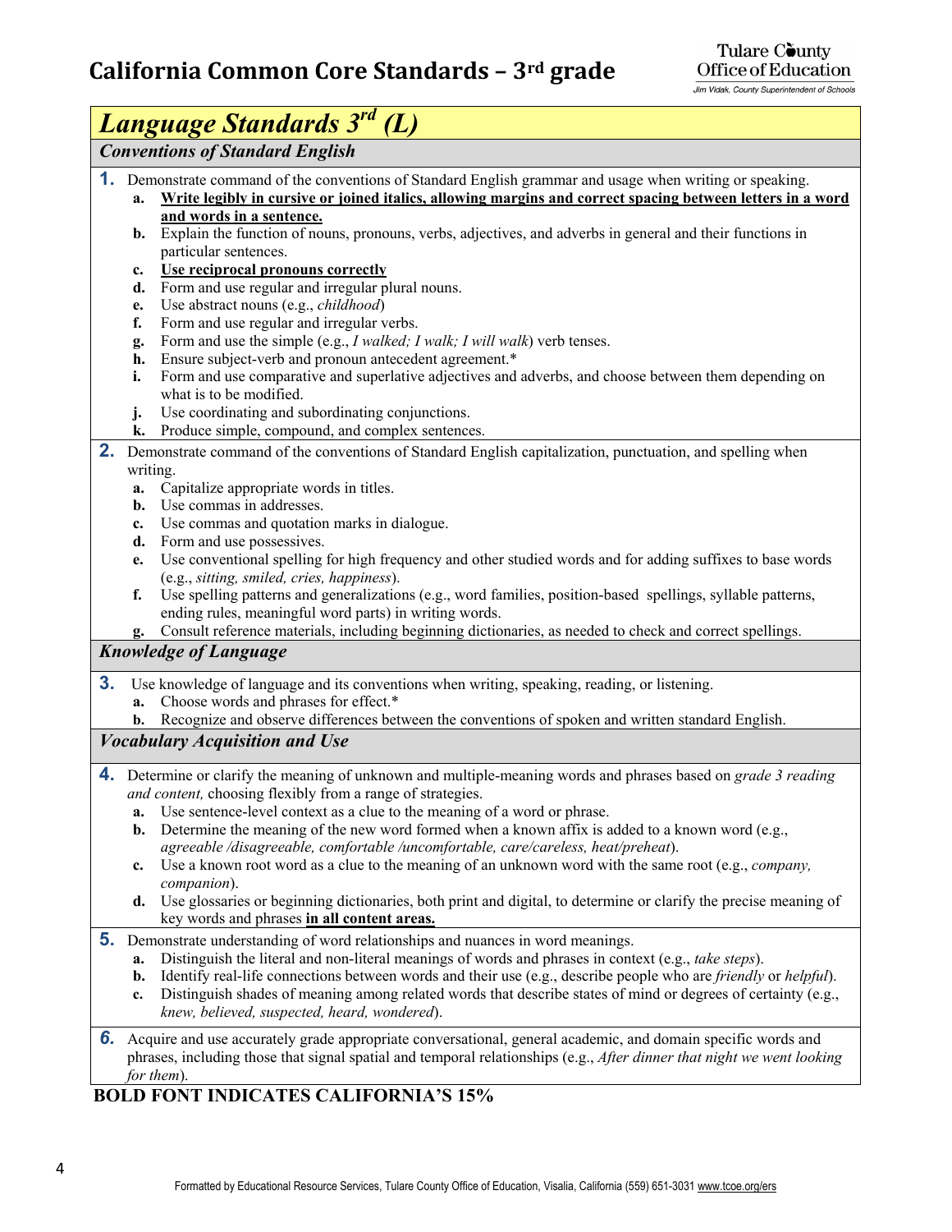# California Common Core Standards – 3rd grade

## *Language Standards 3rd (L)*

### *Conventions of Standard English*

**1.** Demonstrate command of the conventions of Standard English grammar and usage when writing or speaking.

- **a.** **Write legibly in cursive or joined italics, allowing margins and correct spacing between letters in a word and words in a sentence.**
- **b.** Explain the function of nouns, pronouns, verbs, adjectives, and adverbs in general and their functions in particular sentences.
- **c.** **Use reciprocal pronouns correctly**
- **d.** Form and use regular and irregular plural nouns.
- **e.** Use abstract nouns (e.g., *childhood*)
- **f.** Form and use regular and irregular verbs.
- **g.** Form and use the simple (e.g., *I walked; I walk; I will walk*) verb tenses.
- **h.** Ensure subject-verb and pronoun antecedent agreement.*
- **i.** Form and use comparative and superlative adjectives and adverbs, and choose between them depending on what is to be modified.
- **j.** Use coordinating and subordinating conjunctions.
- **k.** Produce simple, compound, and complex sentences.

**2.** Demonstrate command of the conventions of Standard English capitalization, punctuation, and spelling when writing.

- **a.** Capitalize appropriate words in titles.
- **b.** Use commas in addresses.
- **c.** Use commas and quotation marks in dialogue.
- **d.** Form and use possessives.
- **e.** Use conventional spelling for high frequency and other studied words and for adding suffixes to base words (e.g., *sitting, smiled, cries, happiness*).
- **f.** Use spelling patterns and generalizations (e.g., word families, position-based spellings, syllable patterns, ending rules, meaningful word parts) in writing words.
- **g.** Consult reference materials, including beginning dictionaries, as needed to check and correct spellings.

### *Knowledge of Language*

**3.** Use knowledge of language and its conventions when writing, speaking, reading, or listening.

- **a.** Choose words and phrases for effect.*
- **b.** Recognize and observe differences between the conventions of spoken and written standard English.

### *Vocabulary Acquisition and Use*

**4.** Determine or clarify the meaning of unknown and multiple-meaning words and phrases based on *grade 3 reading and content,* choosing flexibly from a range of strategies.

- **a.** Use sentence-level context as a clue to the meaning of a word or phrase.
- **b.** Determine the meaning of the new word formed when a known affix is added to a known word (e.g., *agreeable /disagreeable, comfortable /uncomfortable, care/careless, heat/preheat*).
- **c.** Use a known root word as a clue to the meaning of an unknown word with the same root (e.g., *company, companion*).
- **d.** Use glossaries or beginning dictionaries, both print and digital, to determine or clarify the precise meaning of key words and phrases **in all content areas.**

**5.** Demonstrate understanding of word relationships and nuances in word meanings.

- **a.** Distinguish the literal and non-literal meanings of words and phrases in context (e.g., *take steps*).
- **b.** Identify real-life connections between words and their use (e.g., describe people who are *friendly* or *helpful*).
- **c.** Distinguish shades of meaning among related words that describe states of mind or degrees of certainty (e.g., *knew, believed, suspected, heard, wondered*).

**6.** Acquire and use accurately grade appropriate conversational, general academic, and domain specific words and phrases, including those that signal spatial and temporal relationships (e.g., *After dinner that night we went looking for them*).

**BOLD FONT INDICATES CALIFORNIA'S 15%**